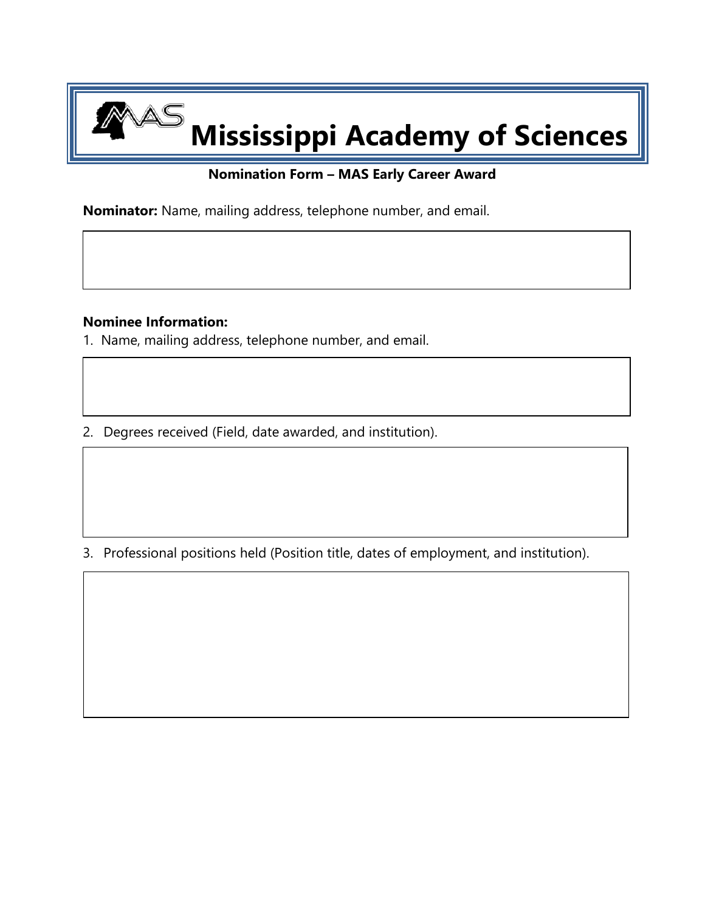# Mississippi Academy of Sciences

**Nomination Form – MAS Early Career Award**

**Nominator:** Name, mailing address, telephone number, and email.

**Nominee Information:**

1. Name, mailing address, telephone number, and email.

2. Degrees received (Field, date awarded, and institution).

3. Professional positions held (Position title, dates of employment, and institution).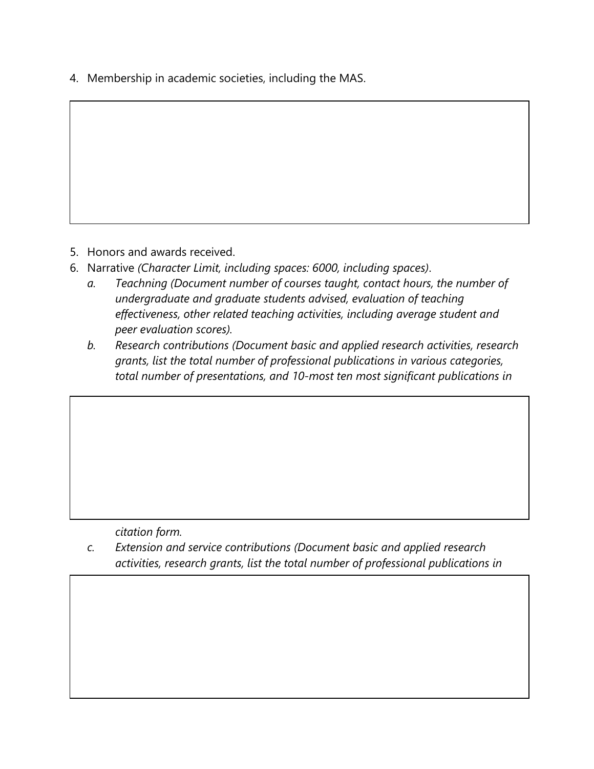4. Membership in academic societies, including the MAS.

5. Honors and awards received.
6. Narrative *(Character Limit, including spaces: 6000, including spaces)*.
   - a. *Teachning (Document number of courses taught, contact hours, the number of undergraduate and graduate students advised, evaluation of teaching effectiveness, other related teaching activities, including average student and peer evaluation scores).*
   - b. *Research contributions (Document basic and applied research activities, research grants, list the total number of professional publications in various categories, total number of presentations, and 10-most ten most significant publications in citation form.*
   - c. *Extension and service contributions (Document basic and applied research activities, research grants, list the total number of professional publications in*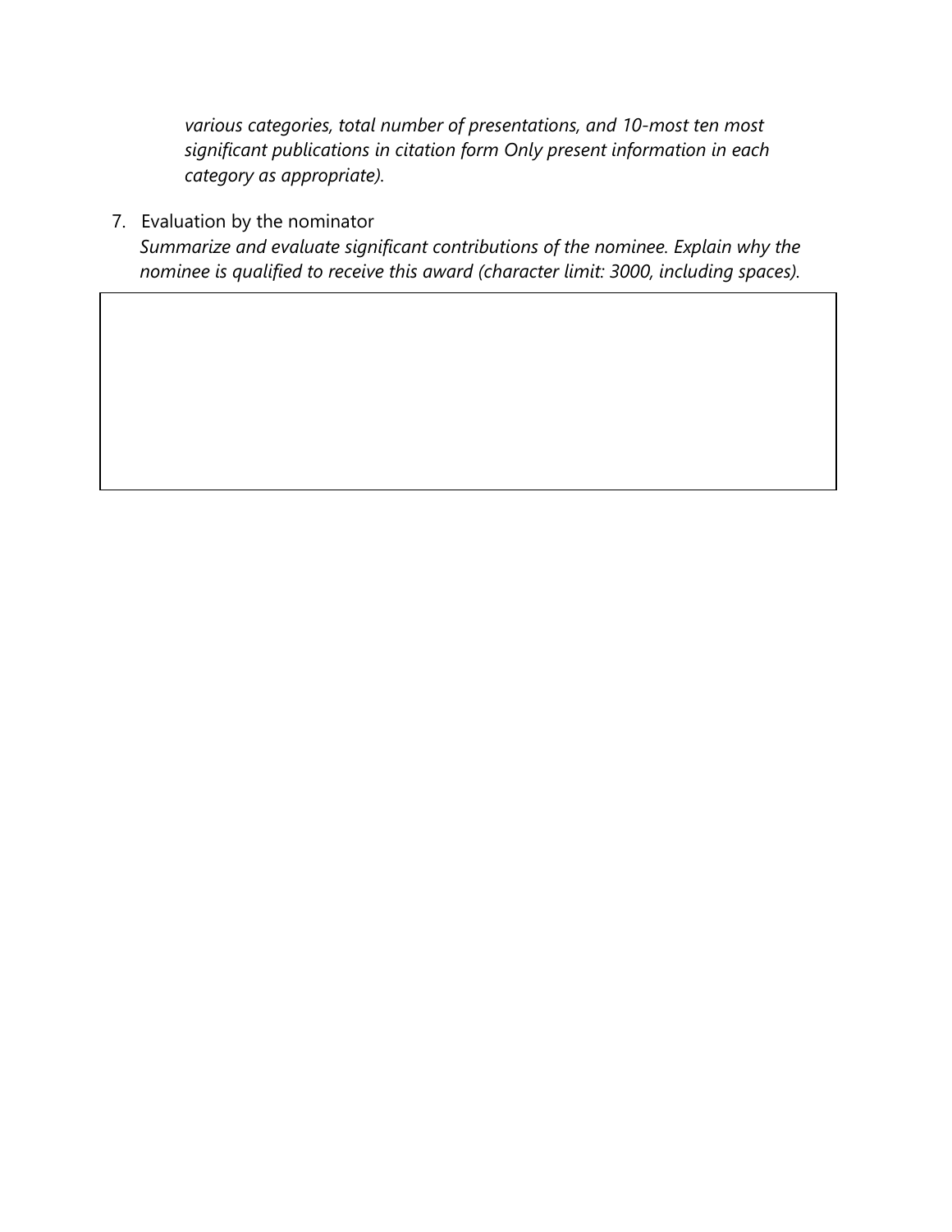*various categories, total number of presentations, and 10-most ten most significant publications in citation form Only present information in each category as appropriate).*

7. Evaluation by the nominator

   *Summarize and evaluate significant contributions of the nominee. Explain why the nominee is qualified to receive this award (character limit: 3000, including spaces).*

| |
|---|
| |